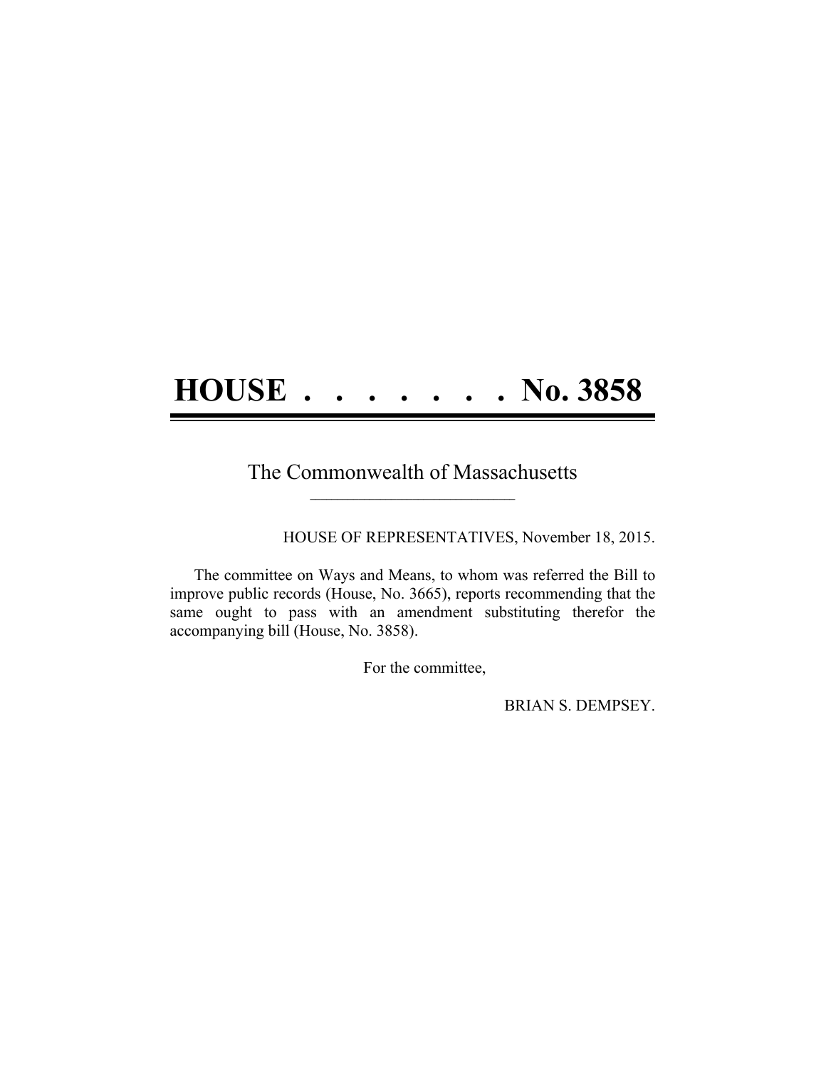# HOUSE . . . . . . . . No. 3858

The Commonwealth of Massachusetts

---

HOUSE OF REPRESENTATIVES, November 18, 2015.

The committee on Ways and Means, to whom was referred the Bill to improve public records (House, No. 3665), reports recommending that the same ought to pass with an amendment substituting therefor the accompanying bill (House, No. 3858).

For the committee,

BRIAN S. DEMPSEY.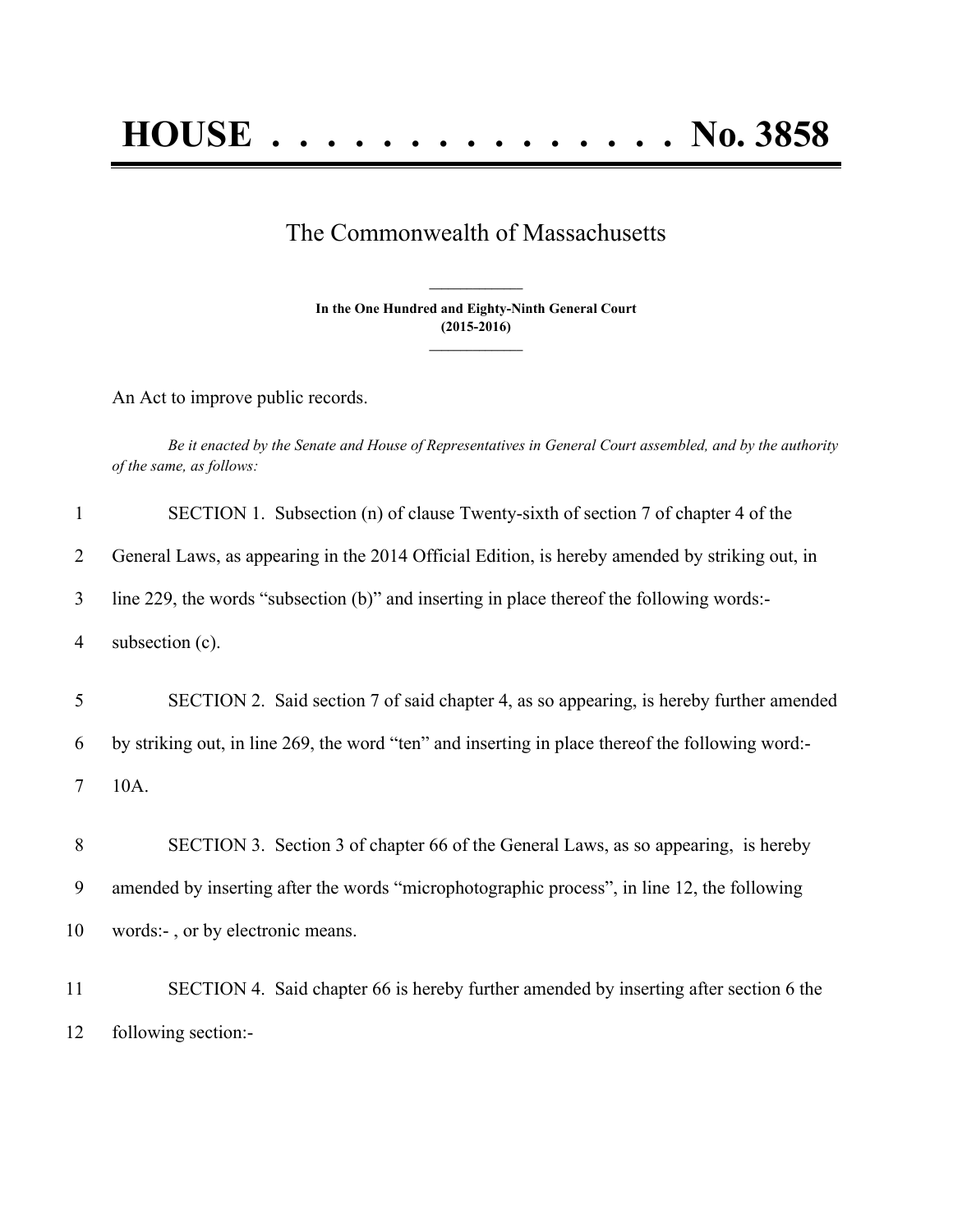# HOUSE . . . . . . . . . . . . . . . No. 3858

The Commonwealth of Massachusetts

**In the One Hundred and Eighty-Ninth General Court**
**(2015-2016)**

An Act to improve public records.

*Be it enacted by the Senate and House of Representatives in General Court assembled, and by the authority of the same, as follows:*

1 SECTION 1. Subsection (n) of clause Twenty-sixth of section 7 of chapter 4 of the
2 General Laws, as appearing in the 2014 Official Edition, is hereby amended by striking out, in
3 line 229, the words "subsection (b)" and inserting in place thereof the following words:-
4 subsection (c).

5 SECTION 2. Said section 7 of said chapter 4, as so appearing, is hereby further amended
6 by striking out, in line 269, the word "ten" and inserting in place thereof the following word:-
7 10A.

8 SECTION 3. Section 3 of chapter 66 of the General Laws, as so appearing, is hereby
9 amended by inserting after the words "microphotographic process", in line 12, the following
10 words:- , or by electronic means.

11 SECTION 4. Said chapter 66 is hereby further amended by inserting after section 6 the
12 following section:-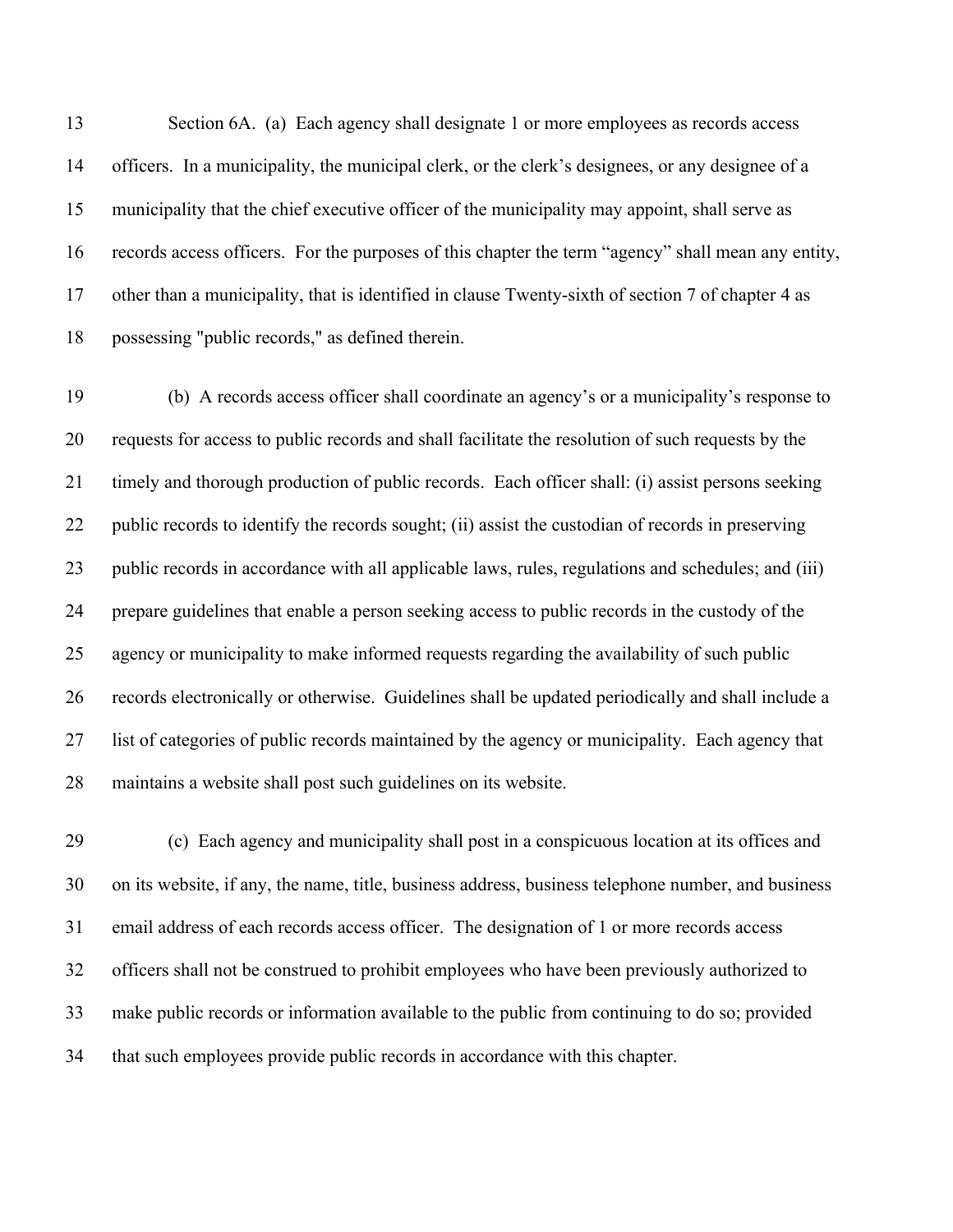Section 6A. (a) Each agency shall designate 1 or more employees as records access officers. In a municipality, the municipal clerk, or the clerk's designees, or any designee of a municipality that the chief executive officer of the municipality may appoint, shall serve as records access officers. For the purposes of this chapter the term "agency" shall mean any entity, other than a municipality, that is identified in clause Twenty-sixth of section 7 of chapter 4 as possessing "public records," as defined therein.

(b) A records access officer shall coordinate an agency's or a municipality's response to requests for access to public records and shall facilitate the resolution of such requests by the timely and thorough production of public records. Each officer shall: (i) assist persons seeking public records to identify the records sought; (ii) assist the custodian of records in preserving public records in accordance with all applicable laws, rules, regulations and schedules; and (iii) prepare guidelines that enable a person seeking access to public records in the custody of the agency or municipality to make informed requests regarding the availability of such public records electronically or otherwise. Guidelines shall be updated periodically and shall include a list of categories of public records maintained by the agency or municipality. Each agency that maintains a website shall post such guidelines on its website.

(c) Each agency and municipality shall post in a conspicuous location at its offices and on its website, if any, the name, title, business address, business telephone number, and business email address of each records access officer. The designation of 1 or more records access officers shall not be construed to prohibit employees who have been previously authorized to make public records or information available to the public from continuing to do so; provided that such employees provide public records in accordance with this chapter.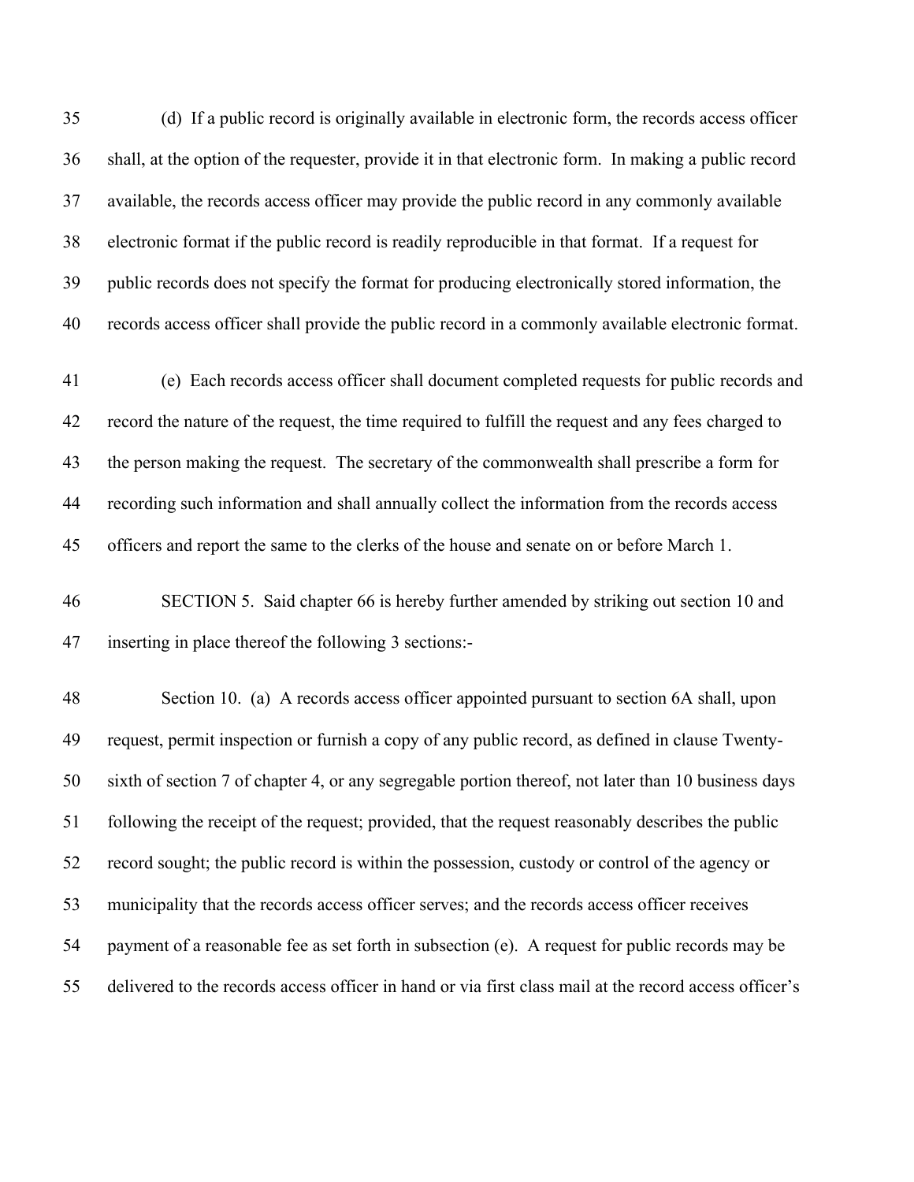(d) If a public record is originally available in electronic form, the records access officer shall, at the option of the requester, provide it in that electronic form. In making a public record available, the records access officer may provide the public record in any commonly available electronic format if the public record is readily reproducible in that format. If a request for public records does not specify the format for producing electronically stored information, the records access officer shall provide the public record in a commonly available electronic format.

(e) Each records access officer shall document completed requests for public records and record the nature of the request, the time required to fulfill the request and any fees charged to the person making the request. The secretary of the commonwealth shall prescribe a form for recording such information and shall annually collect the information from the records access officers and report the same to the clerks of the house and senate on or before March 1.

SECTION 5. Said chapter 66 is hereby further amended by striking out section 10 and inserting in place thereof the following 3 sections:-

Section 10. (a) A records access officer appointed pursuant to section 6A shall, upon request, permit inspection or furnish a copy of any public record, as defined in clause Twenty-sixth of section 7 of chapter 4, or any segregable portion thereof, not later than 10 business days following the receipt of the request; provided, that the request reasonably describes the public record sought; the public record is within the possession, custody or control of the agency or municipality that the records access officer serves; and the records access officer receives payment of a reasonable fee as set forth in subsection (e). A request for public records may be delivered to the records access officer in hand or via first class mail at the record access officer's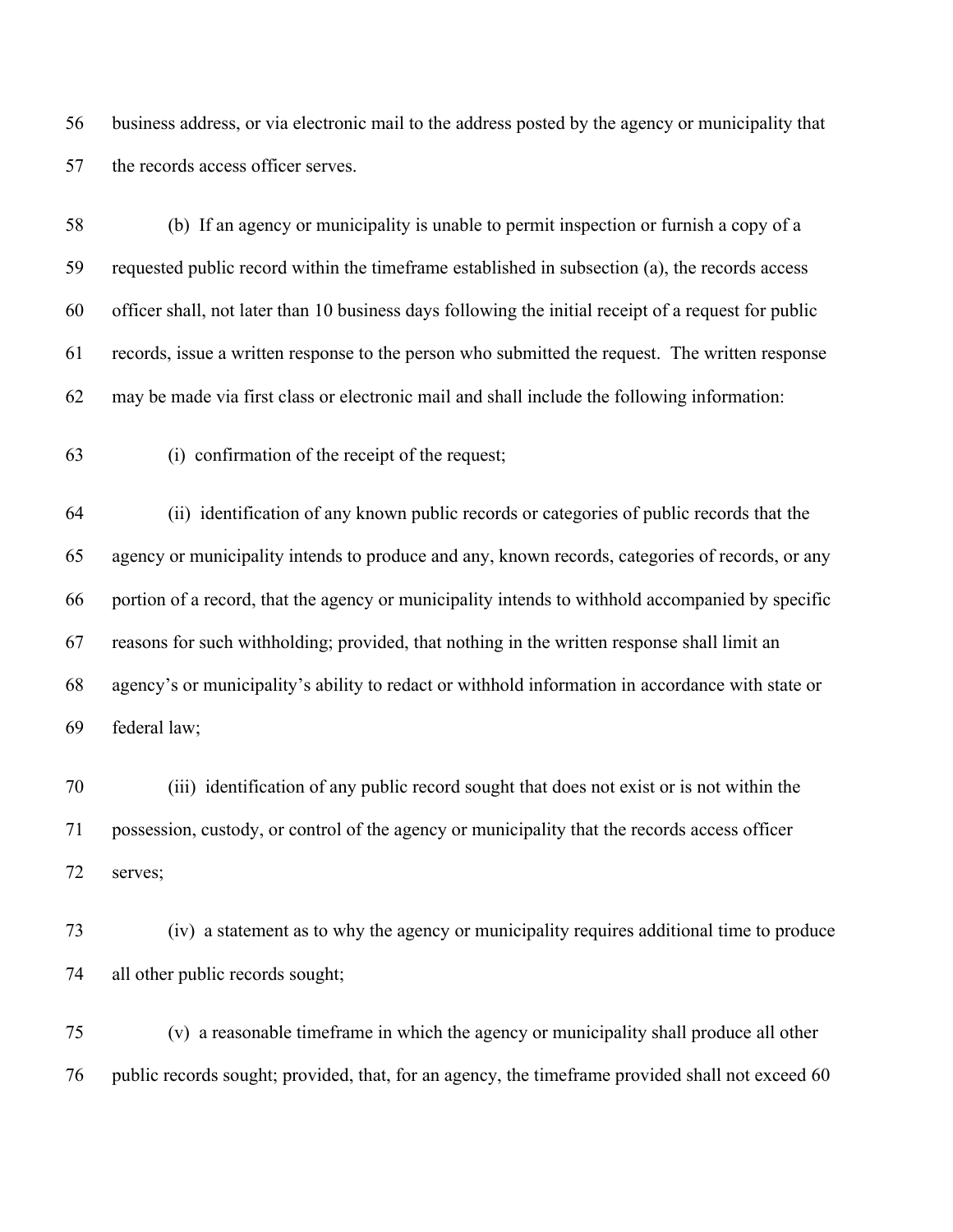business address, or via electronic mail to the address posted by the agency or municipality that the records access officer serves.

(b) If an agency or municipality is unable to permit inspection or furnish a copy of a requested public record within the timeframe established in subsection (a), the records access officer shall, not later than 10 business days following the initial receipt of a request for public records, issue a written response to the person who submitted the request. The written response may be made via first class or electronic mail and shall include the following information:

(i) confirmation of the receipt of the request;

(ii) identification of any known public records or categories of public records that the agency or municipality intends to produce and any, known records, categories of records, or any portion of a record, that the agency or municipality intends to withhold accompanied by specific reasons for such withholding; provided, that nothing in the written response shall limit an agency's or municipality's ability to redact or withhold information in accordance with state or federal law;

(iii) identification of any public record sought that does not exist or is not within the possession, custody, or control of the agency or municipality that the records access officer serves;

(iv) a statement as to why the agency or municipality requires additional time to produce all other public records sought;

(v) a reasonable timeframe in which the agency or municipality shall produce all other public records sought; provided, that, for an agency, the timeframe provided shall not exceed 60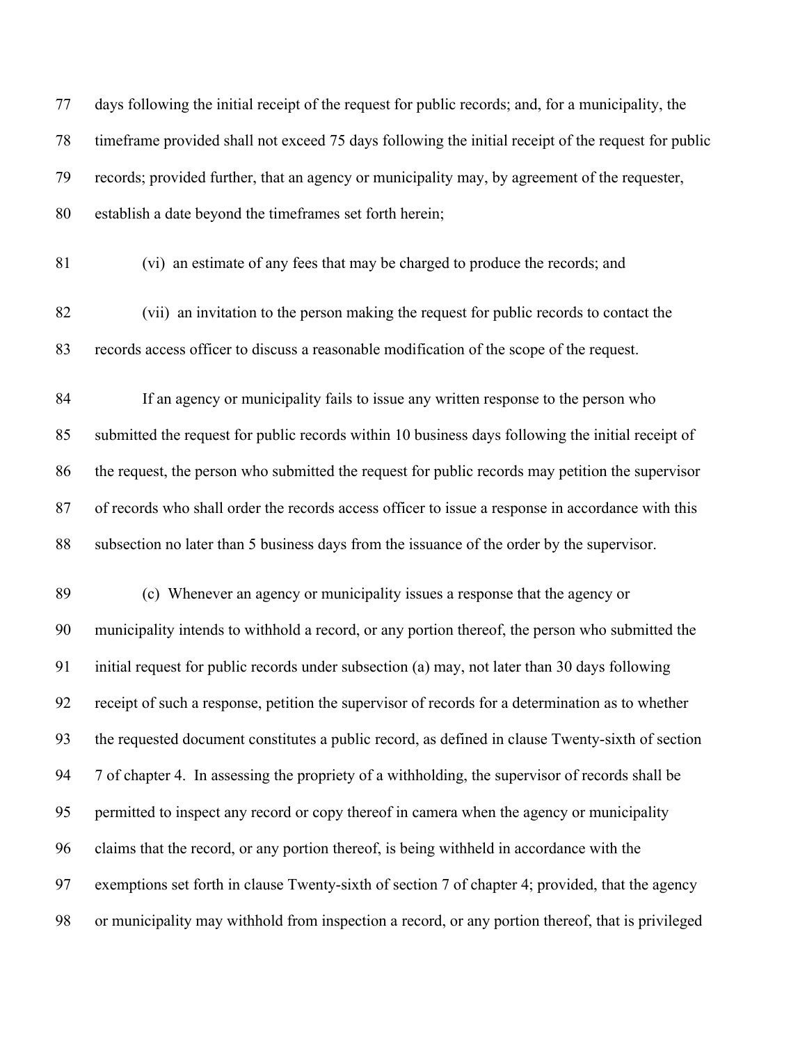days following the initial receipt of the request for public records; and, for a municipality, the timeframe provided shall not exceed 75 days following the initial receipt of the request for public records; provided further, that an agency or municipality may, by agreement of the requester, establish a date beyond the timeframes set forth herein;

(vi) an estimate of any fees that may be charged to produce the records; and

(vii) an invitation to the person making the request for public records to contact the records access officer to discuss a reasonable modification of the scope of the request.

If an agency or municipality fails to issue any written response to the person who submitted the request for public records within 10 business days following the initial receipt of the request, the person who submitted the request for public records may petition the supervisor of records who shall order the records access officer to issue a response in accordance with this subsection no later than 5 business days from the issuance of the order by the supervisor.

(c) Whenever an agency or municipality issues a response that the agency or municipality intends to withhold a record, or any portion thereof, the person who submitted the initial request for public records under subsection (a) may, not later than 30 days following receipt of such a response, petition the supervisor of records for a determination as to whether the requested document constitutes a public record, as defined in clause Twenty-sixth of section 7 of chapter 4. In assessing the propriety of a withholding, the supervisor of records shall be permitted to inspect any record or copy thereof in camera when the agency or municipality claims that the record, or any portion thereof, is being withheld in accordance with the exemptions set forth in clause Twenty-sixth of section 7 of chapter 4; provided, that the agency or municipality may withhold from inspection a record, or any portion thereof, that is privileged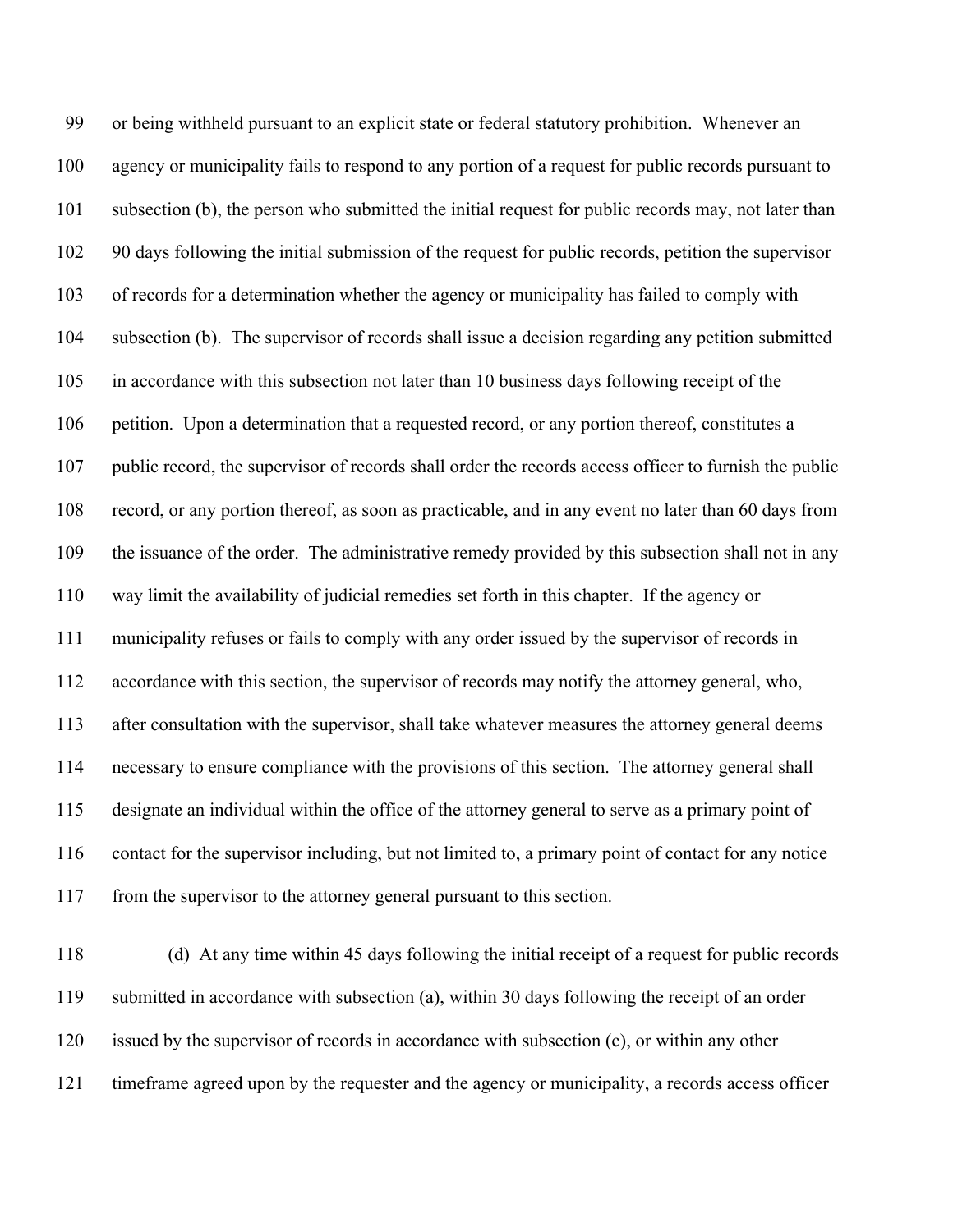or being withheld pursuant to an explicit state or federal statutory prohibition. Whenever an agency or municipality fails to respond to any portion of a request for public records pursuant to subsection (b), the person who submitted the initial request for public records may, not later than 90 days following the initial submission of the request for public records, petition the supervisor of records for a determination whether the agency or municipality has failed to comply with subsection (b). The supervisor of records shall issue a decision regarding any petition submitted in accordance with this subsection not later than 10 business days following receipt of the petition. Upon a determination that a requested record, or any portion thereof, constitutes a public record, the supervisor of records shall order the records access officer to furnish the public record, or any portion thereof, as soon as practicable, and in any event no later than 60 days from the issuance of the order. The administrative remedy provided by this subsection shall not in any way limit the availability of judicial remedies set forth in this chapter. If the agency or municipality refuses or fails to comply with any order issued by the supervisor of records in accordance with this section, the supervisor of records may notify the attorney general, who, after consultation with the supervisor, shall take whatever measures the attorney general deems necessary to ensure compliance with the provisions of this section. The attorney general shall designate an individual within the office of the attorney general to serve as a primary point of contact for the supervisor including, but not limited to, a primary point of contact for any notice from the supervisor to the attorney general pursuant to this section.

(d) At any time within 45 days following the initial receipt of a request for public records submitted in accordance with subsection (a), within 30 days following the receipt of an order issued by the supervisor of records in accordance with subsection (c), or within any other timeframe agreed upon by the requester and the agency or municipality, a records access officer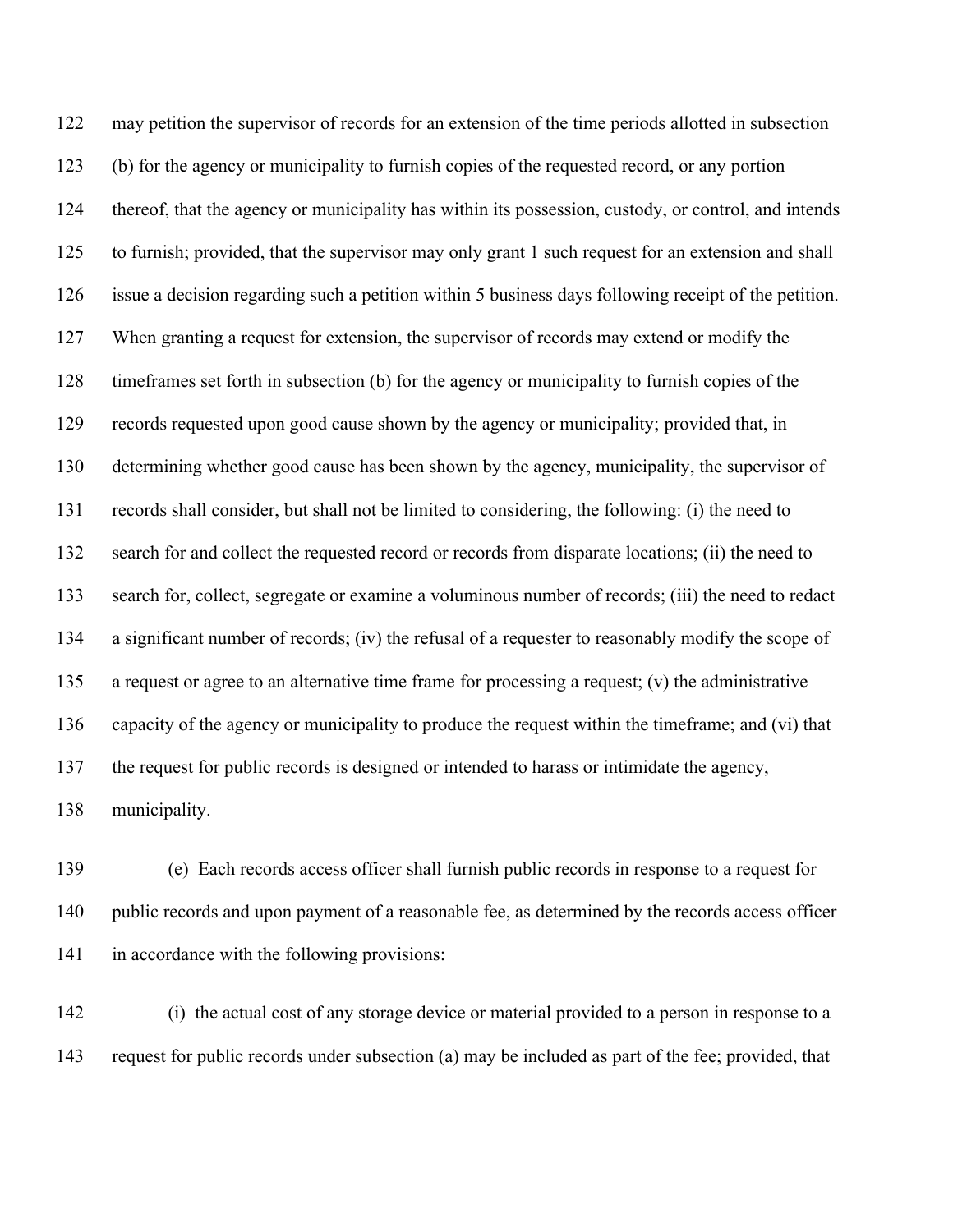may petition the supervisor of records for an extension of the time periods allotted in subsection (b) for the agency or municipality to furnish copies of the requested record, or any portion thereof, that the agency or municipality has within its possession, custody, or control, and intends to furnish; provided, that the supervisor may only grant 1 such request for an extension and shall issue a decision regarding such a petition within 5 business days following receipt of the petition. When granting a request for extension, the supervisor of records may extend or modify the timeframes set forth in subsection (b) for the agency or municipality to furnish copies of the records requested upon good cause shown by the agency or municipality; provided that, in determining whether good cause has been shown by the agency, municipality, the supervisor of records shall consider, but shall not be limited to considering, the following: (i) the need to search for and collect the requested record or records from disparate locations; (ii) the need to search for, collect, segregate or examine a voluminous number of records; (iii) the need to redact a significant number of records; (iv) the refusal of a requester to reasonably modify the scope of a request or agree to an alternative time frame for processing a request; (v) the administrative capacity of the agency or municipality to produce the request within the timeframe; and (vi) that the request for public records is designed or intended to harass or intimidate the agency, municipality.

(e) Each records access officer shall furnish public records in response to a request for public records and upon payment of a reasonable fee, as determined by the records access officer in accordance with the following provisions:

(i) the actual cost of any storage device or material provided to a person in response to a request for public records under subsection (a) may be included as part of the fee; provided, that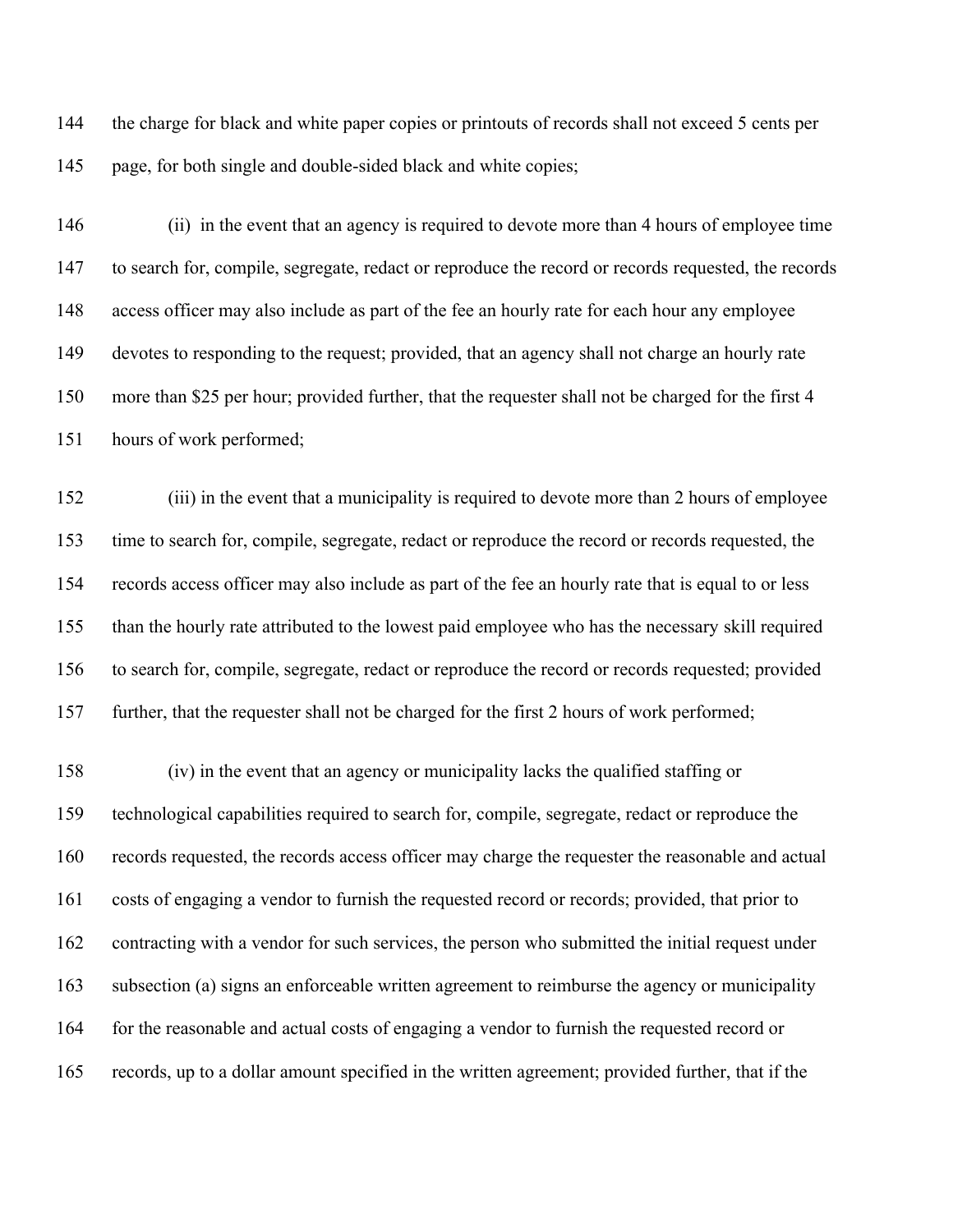the charge for black and white paper copies or printouts of records shall not exceed 5 cents per page, for both single and double-sided black and white copies;

(ii) in the event that an agency is required to devote more than 4 hours of employee time to search for, compile, segregate, redact or reproduce the record or records requested, the records access officer may also include as part of the fee an hourly rate for each hour any employee devotes to responding to the request; provided, that an agency shall not charge an hourly rate more than $25 per hour; provided further, that the requester shall not be charged for the first 4 hours of work performed;

(iii) in the event that a municipality is required to devote more than 2 hours of employee time to search for, compile, segregate, redact or reproduce the record or records requested, the records access officer may also include as part of the fee an hourly rate that is equal to or less than the hourly rate attributed to the lowest paid employee who has the necessary skill required to search for, compile, segregate, redact or reproduce the record or records requested; provided further, that the requester shall not be charged for the first 2 hours of work performed;

(iv) in the event that an agency or municipality lacks the qualified staffing or technological capabilities required to search for, compile, segregate, redact or reproduce the records requested, the records access officer may charge the requester the reasonable and actual costs of engaging a vendor to furnish the requested record or records; provided, that prior to contracting with a vendor for such services, the person who submitted the initial request under subsection (a) signs an enforceable written agreement to reimburse the agency or municipality for the reasonable and actual costs of engaging a vendor to furnish the requested record or records, up to a dollar amount specified in the written agreement; provided further, that if the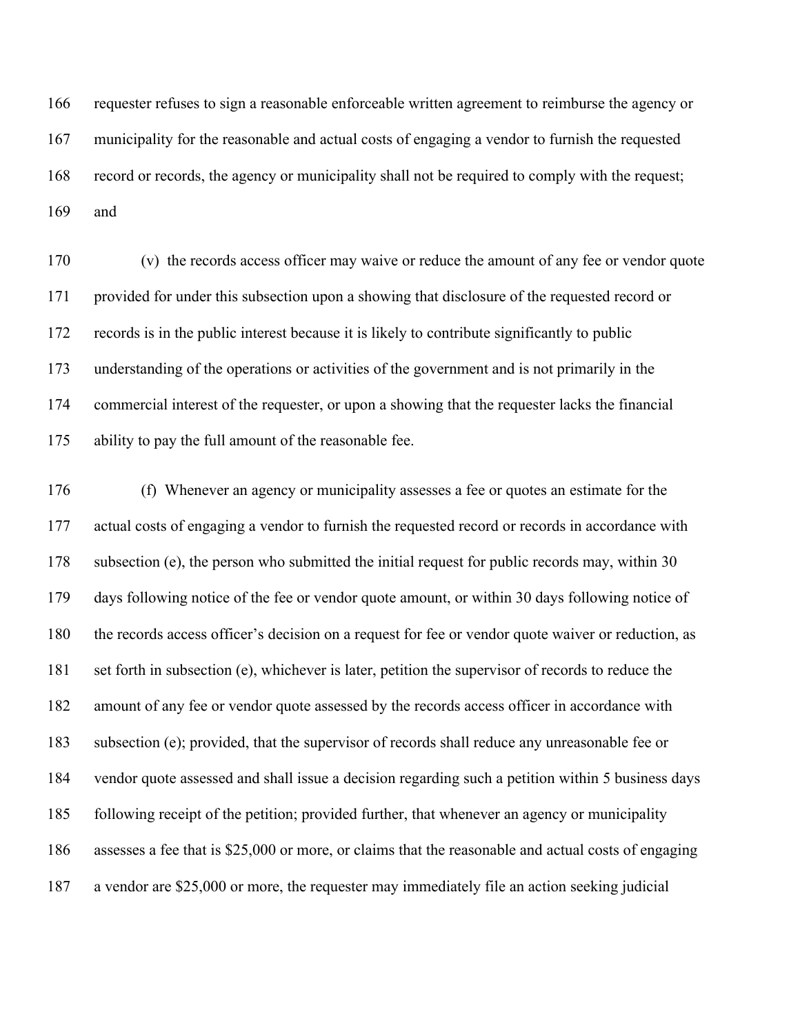requester refuses to sign a reasonable enforceable written agreement to reimburse the agency or municipality for the reasonable and actual costs of engaging a vendor to furnish the requested record or records, the agency or municipality shall not be required to comply with the request; and

(v) the records access officer may waive or reduce the amount of any fee or vendor quote provided for under this subsection upon a showing that disclosure of the requested record or records is in the public interest because it is likely to contribute significantly to public understanding of the operations or activities of the government and is not primarily in the commercial interest of the requester, or upon a showing that the requester lacks the financial ability to pay the full amount of the reasonable fee.

(f) Whenever an agency or municipality assesses a fee or quotes an estimate for the actual costs of engaging a vendor to furnish the requested record or records in accordance with subsection (e), the person who submitted the initial request for public records may, within 30 days following notice of the fee or vendor quote amount, or within 30 days following notice of the records access officer's decision on a request for fee or vendor quote waiver or reduction, as set forth in subsection (e), whichever is later, petition the supervisor of records to reduce the amount of any fee or vendor quote assessed by the records access officer in accordance with subsection (e); provided, that the supervisor of records shall reduce any unreasonable fee or vendor quote assessed and shall issue a decision regarding such a petition within 5 business days following receipt of the petition; provided further, that whenever an agency or municipality assesses a fee that is $25,000 or more, or claims that the reasonable and actual costs of engaging a vendor are $25,000 or more, the requester may immediately file an action seeking judicial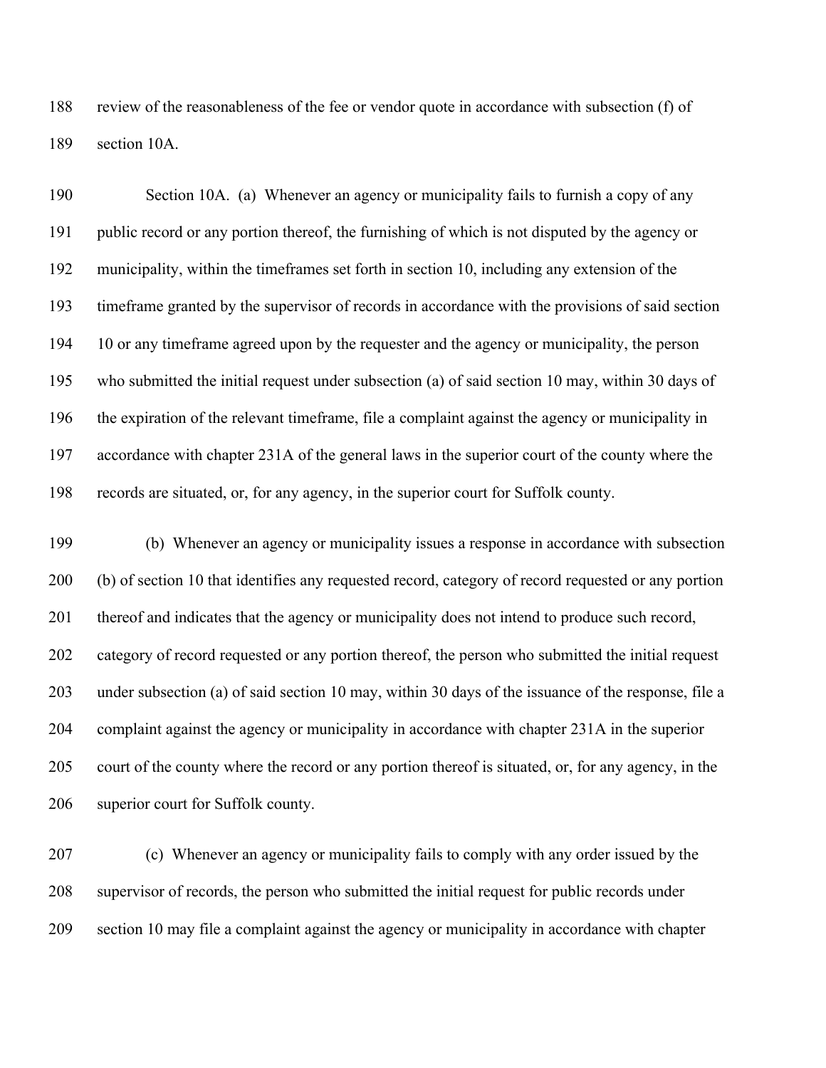review of the reasonableness of the fee or vendor quote in accordance with subsection (f) of section 10A.

Section 10A. (a) Whenever an agency or municipality fails to furnish a copy of any public record or any portion thereof, the furnishing of which is not disputed by the agency or municipality, within the timeframes set forth in section 10, including any extension of the timeframe granted by the supervisor of records in accordance with the provisions of said section 10 or any timeframe agreed upon by the requester and the agency or municipality, the person who submitted the initial request under subsection (a) of said section 10 may, within 30 days of the expiration of the relevant timeframe, file a complaint against the agency or municipality in accordance with chapter 231A of the general laws in the superior court of the county where the records are situated, or, for any agency, in the superior court for Suffolk county.

(b) Whenever an agency or municipality issues a response in accordance with subsection (b) of section 10 that identifies any requested record, category of record requested or any portion thereof and indicates that the agency or municipality does not intend to produce such record, category of record requested or any portion thereof, the person who submitted the initial request under subsection (a) of said section 10 may, within 30 days of the issuance of the response, file a complaint against the agency or municipality in accordance with chapter 231A in the superior court of the county where the record or any portion thereof is situated, or, for any agency, in the superior court for Suffolk county.

(c) Whenever an agency or municipality fails to comply with any order issued by the supervisor of records, the person who submitted the initial request for public records under section 10 may file a complaint against the agency or municipality in accordance with chapter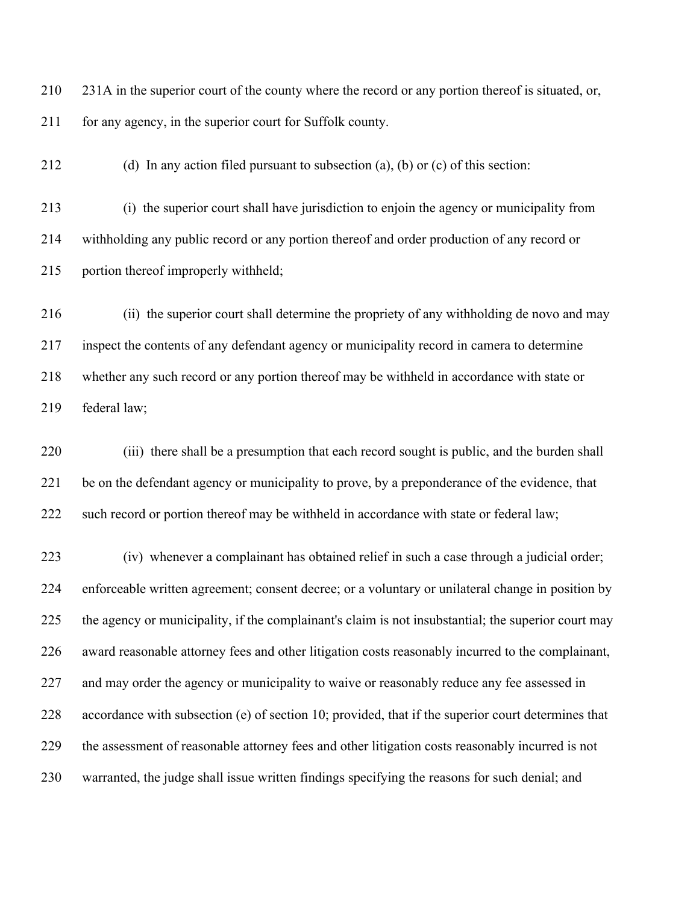231A in the superior court of the county where the record or any portion thereof is situated, or, for any agency, in the superior court for Suffolk county.

(d) In any action filed pursuant to subsection (a), (b) or (c) of this section:

(i) the superior court shall have jurisdiction to enjoin the agency or municipality from withholding any public record or any portion thereof and order production of any record or portion thereof improperly withheld;

(ii) the superior court shall determine the propriety of any withholding de novo and may inspect the contents of any defendant agency or municipality record in camera to determine whether any such record or any portion thereof may be withheld in accordance with state or federal law;

(iii) there shall be a presumption that each record sought is public, and the burden shall be on the defendant agency or municipality to prove, by a preponderance of the evidence, that such record or portion thereof may be withheld in accordance with state or federal law;

(iv) whenever a complainant has obtained relief in such a case through a judicial order; enforceable written agreement; consent decree; or a voluntary or unilateral change in position by the agency or municipality, if the complainant's claim is not insubstantial; the superior court may award reasonable attorney fees and other litigation costs reasonably incurred to the complainant, and may order the agency or municipality to waive or reasonably reduce any fee assessed in accordance with subsection (e) of section 10; provided, that if the superior court determines that the assessment of reasonable attorney fees and other litigation costs reasonably incurred is not warranted, the judge shall issue written findings specifying the reasons for such denial; and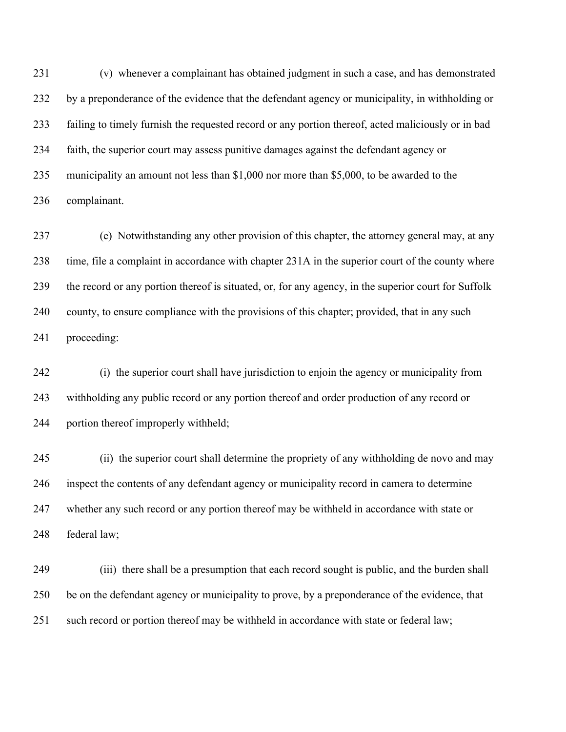(v) whenever a complainant has obtained judgment in such a case, and has demonstrated by a preponderance of the evidence that the defendant agency or municipality, in withholding or failing to timely furnish the requested record or any portion thereof, acted maliciously or in bad faith, the superior court may assess punitive damages against the defendant agency or municipality an amount not less than $1,000 nor more than $5,000, to be awarded to the complainant.

(e) Notwithstanding any other provision of this chapter, the attorney general may, at any time, file a complaint in accordance with chapter 231A in the superior court of the county where the record or any portion thereof is situated, or, for any agency, in the superior court for Suffolk county, to ensure compliance with the provisions of this chapter; provided, that in any such proceeding:

(i) the superior court shall have jurisdiction to enjoin the agency or municipality from withholding any public record or any portion thereof and order production of any record or portion thereof improperly withheld;

(ii) the superior court shall determine the propriety of any withholding de novo and may inspect the contents of any defendant agency or municipality record in camera to determine whether any such record or any portion thereof may be withheld in accordance with state or federal law;

(iii) there shall be a presumption that each record sought is public, and the burden shall be on the defendant agency or municipality to prove, by a preponderance of the evidence, that such record or portion thereof may be withheld in accordance with state or federal law;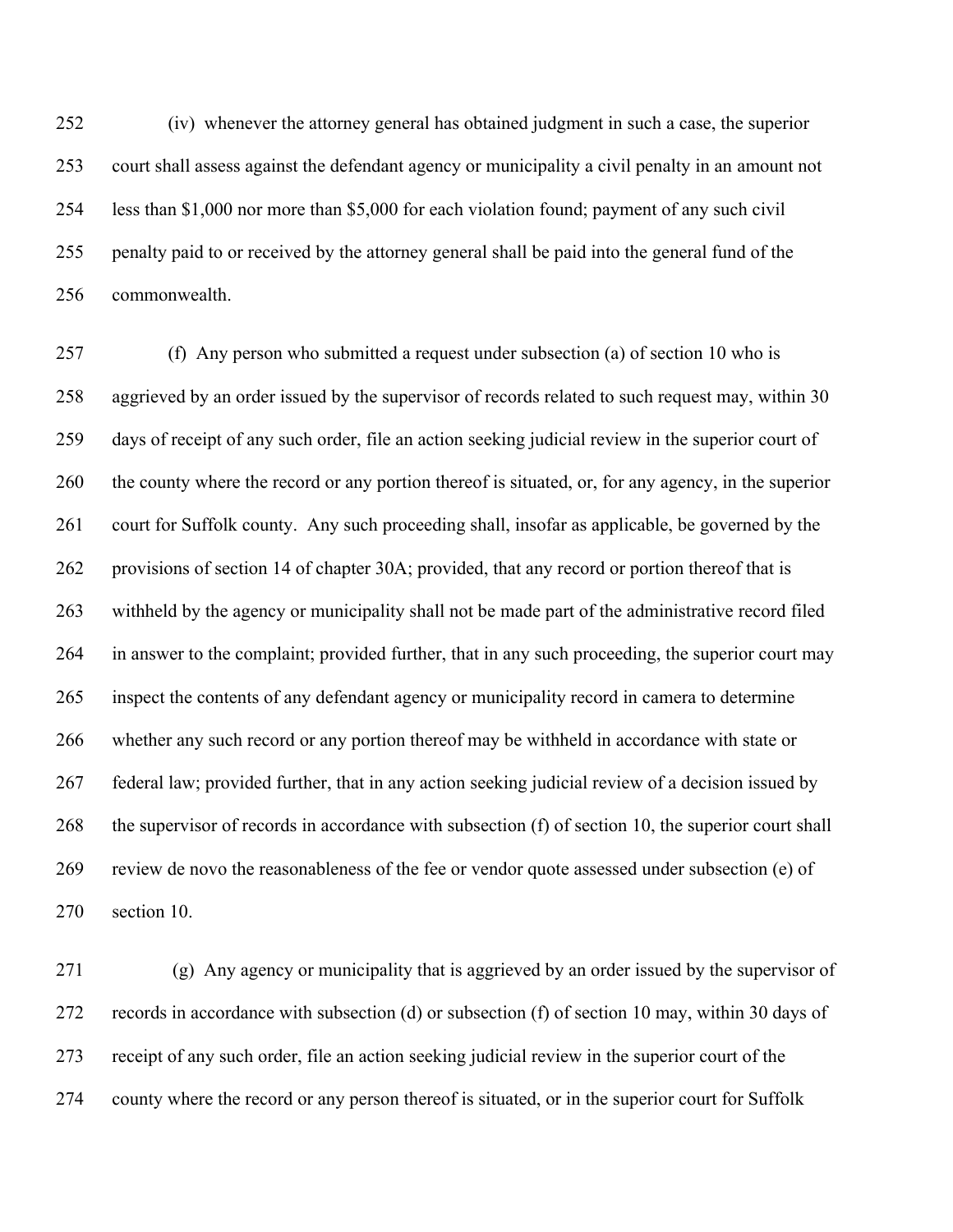(iv) whenever the attorney general has obtained judgment in such a case, the superior court shall assess against the defendant agency or municipality a civil penalty in an amount not less than $1,000 nor more than $5,000 for each violation found; payment of any such civil penalty paid to or received by the attorney general shall be paid into the general fund of the commonwealth.

(f) Any person who submitted a request under subsection (a) of section 10 who is aggrieved by an order issued by the supervisor of records related to such request may, within 30 days of receipt of any such order, file an action seeking judicial review in the superior court of the county where the record or any portion thereof is situated, or, for any agency, in the superior court for Suffolk county. Any such proceeding shall, insofar as applicable, be governed by the provisions of section 14 of chapter 30A; provided, that any record or portion thereof that is withheld by the agency or municipality shall not be made part of the administrative record filed in answer to the complaint; provided further, that in any such proceeding, the superior court may inspect the contents of any defendant agency or municipality record in camera to determine whether any such record or any portion thereof may be withheld in accordance with state or federal law; provided further, that in any action seeking judicial review of a decision issued by the supervisor of records in accordance with subsection (f) of section 10, the superior court shall review de novo the reasonableness of the fee or vendor quote assessed under subsection (e) of section 10.

(g) Any agency or municipality that is aggrieved by an order issued by the supervisor of records in accordance with subsection (d) or subsection (f) of section 10 may, within 30 days of receipt of any such order, file an action seeking judicial review in the superior court of the county where the record or any person thereof is situated, or in the superior court for Suffolk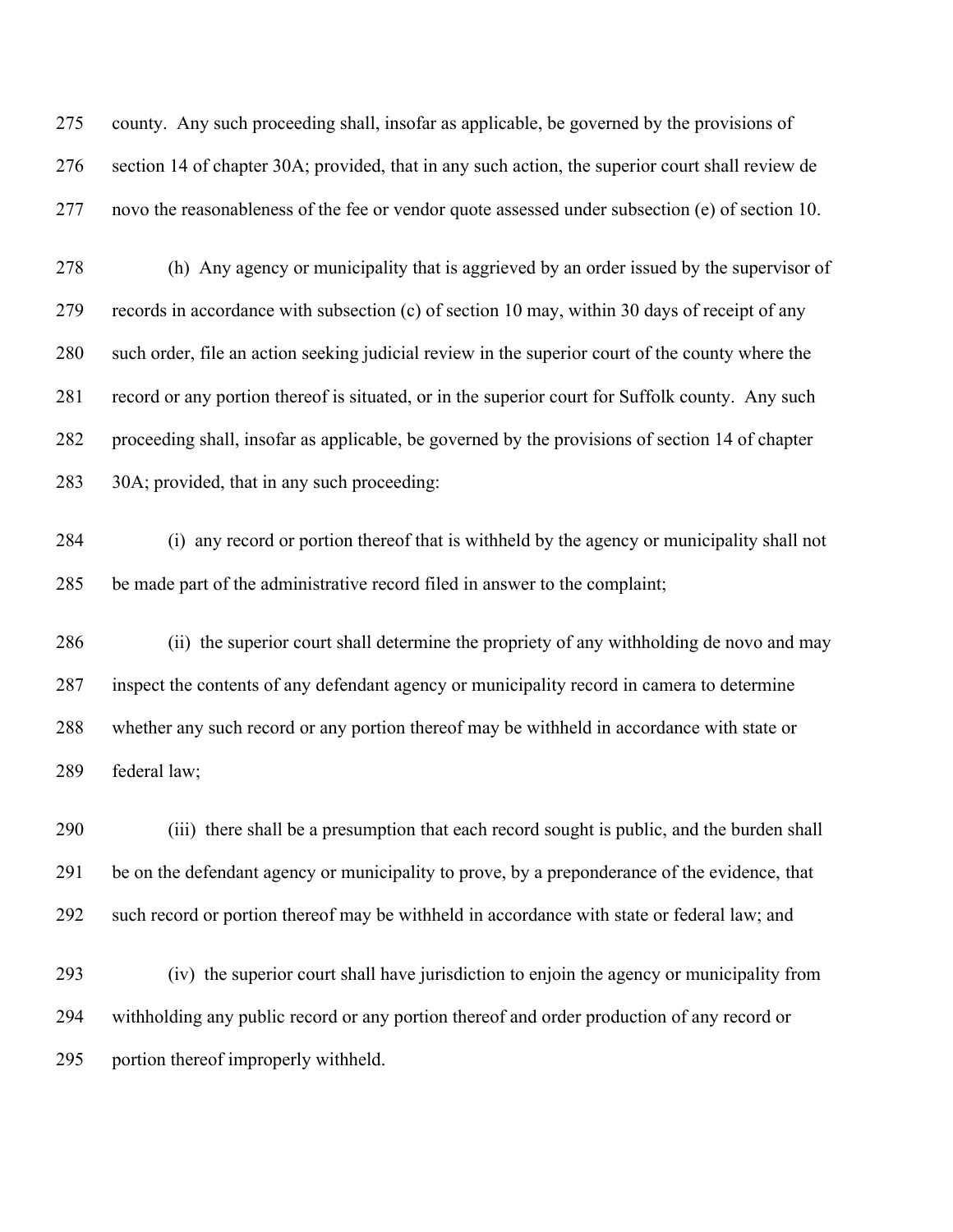county. Any such proceeding shall, insofar as applicable, be governed by the provisions of section 14 of chapter 30A; provided, that in any such action, the superior court shall review de novo the reasonableness of the fee or vendor quote assessed under subsection (e) of section 10.

(h) Any agency or municipality that is aggrieved by an order issued by the supervisor of records in accordance with subsection (c) of section 10 may, within 30 days of receipt of any such order, file an action seeking judicial review in the superior court of the county where the record or any portion thereof is situated, or in the superior court for Suffolk county. Any such proceeding shall, insofar as applicable, be governed by the provisions of section 14 of chapter 30A; provided, that in any such proceeding:

(i) any record or portion thereof that is withheld by the agency or municipality shall not be made part of the administrative record filed in answer to the complaint;

(ii) the superior court shall determine the propriety of any withholding de novo and may inspect the contents of any defendant agency or municipality record in camera to determine whether any such record or any portion thereof may be withheld in accordance with state or federal law;

(iii) there shall be a presumption that each record sought is public, and the burden shall be on the defendant agency or municipality to prove, by a preponderance of the evidence, that such record or portion thereof may be withheld in accordance with state or federal law; and

(iv) the superior court shall have jurisdiction to enjoin the agency or municipality from withholding any public record or any portion thereof and order production of any record or portion thereof improperly withheld.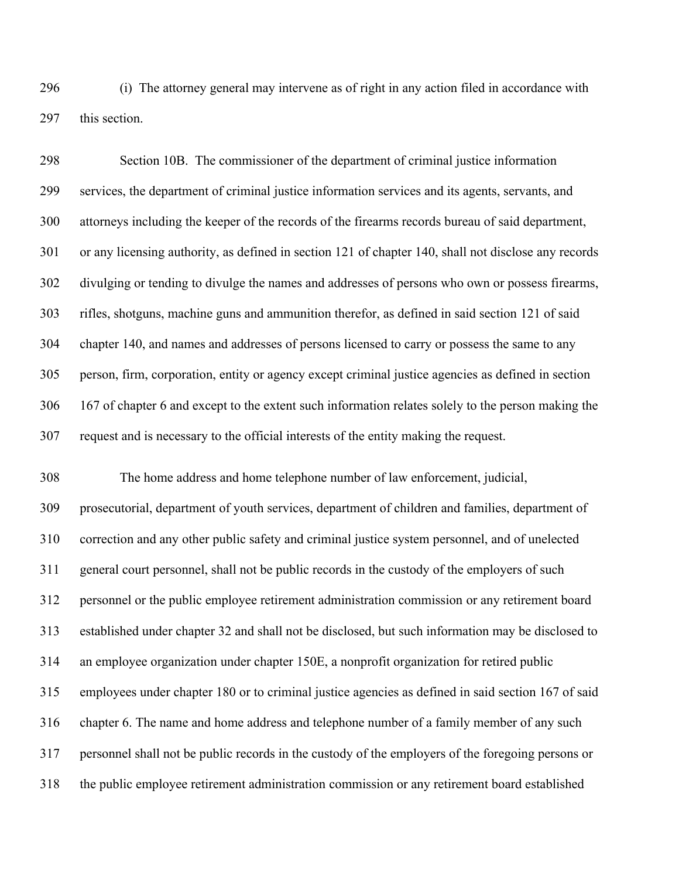(i) The attorney general may intervene as of right in any action filed in accordance with this section.

Section 10B. The commissioner of the department of criminal justice information services, the department of criminal justice information services and its agents, servants, and attorneys including the keeper of the records of the firearms records bureau of said department, or any licensing authority, as defined in section 121 of chapter 140, shall not disclose any records divulging or tending to divulge the names and addresses of persons who own or possess firearms, rifles, shotguns, machine guns and ammunition therefor, as defined in said section 121 of said chapter 140, and names and addresses of persons licensed to carry or possess the same to any person, firm, corporation, entity or agency except criminal justice agencies as defined in section 167 of chapter 6 and except to the extent such information relates solely to the person making the request and is necessary to the official interests of the entity making the request.

The home address and home telephone number of law enforcement, judicial, prosecutorial, department of youth services, department of children and families, department of correction and any other public safety and criminal justice system personnel, and of unelected general court personnel, shall not be public records in the custody of the employers of such personnel or the public employee retirement administration commission or any retirement board established under chapter 32 and shall not be disclosed, but such information may be disclosed to an employee organization under chapter 150E, a nonprofit organization for retired public employees under chapter 180 or to criminal justice agencies as defined in said section 167 of said chapter 6. The name and home address and telephone number of a family member of any such personnel shall not be public records in the custody of the employers of the foregoing persons or the public employee retirement administration commission or any retirement board established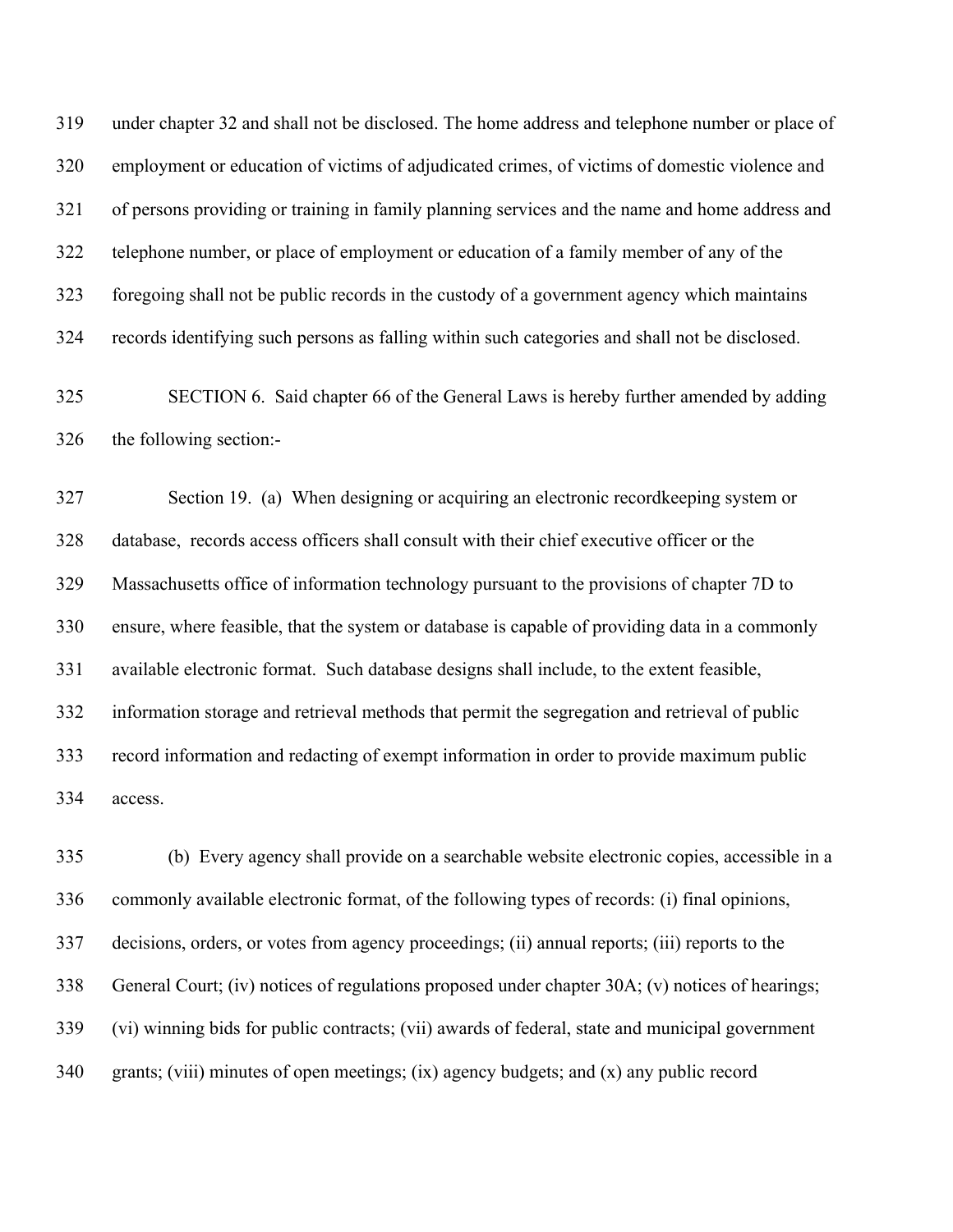under chapter 32 and shall not be disclosed. The home address and telephone number or place of employment or education of victims of adjudicated crimes, of victims of domestic violence and of persons providing or training in family planning services and the name and home address and telephone number, or place of employment or education of a family member of any of the foregoing shall not be public records in the custody of a government agency which maintains records identifying such persons as falling within such categories and shall not be disclosed.

SECTION 6. Said chapter 66 of the General Laws is hereby further amended by adding the following section:-

Section 19. (a) When designing or acquiring an electronic recordkeeping system or database, records access officers shall consult with their chief executive officer or the Massachusetts office of information technology pursuant to the provisions of chapter 7D to ensure, where feasible, that the system or database is capable of providing data in a commonly available electronic format. Such database designs shall include, to the extent feasible, information storage and retrieval methods that permit the segregation and retrieval of public record information and redacting of exempt information in order to provide maximum public access.

(b) Every agency shall provide on a searchable website electronic copies, accessible in a commonly available electronic format, of the following types of records: (i) final opinions, decisions, orders, or votes from agency proceedings; (ii) annual reports; (iii) reports to the General Court; (iv) notices of regulations proposed under chapter 30A; (v) notices of hearings; (vi) winning bids for public contracts; (vii) awards of federal, state and municipal government grants; (viii) minutes of open meetings; (ix) agency budgets; and (x) any public record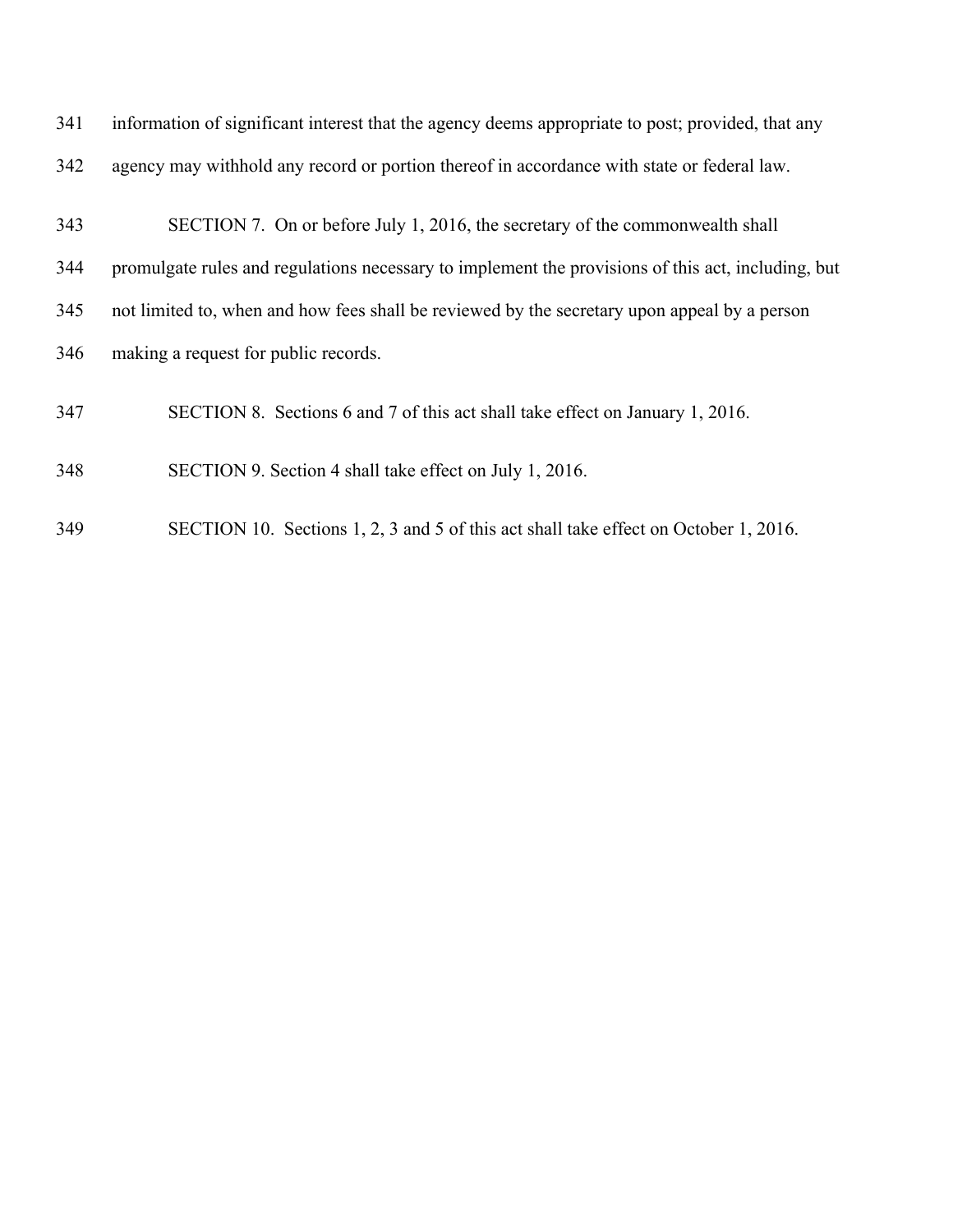information of significant interest that the agency deems appropriate to post; provided, that any agency may withhold any record or portion thereof in accordance with state or federal law.

SECTION 7. On or before July 1, 2016, the secretary of the commonwealth shall promulgate rules and regulations necessary to implement the provisions of this act, including, but not limited to, when and how fees shall be reviewed by the secretary upon appeal by a person making a request for public records.

SECTION 8. Sections 6 and 7 of this act shall take effect on January 1, 2016.

SECTION 9. Section 4 shall take effect on July 1, 2016.

SECTION 10. Sections 1, 2, 3 and 5 of this act shall take effect on October 1, 2016.